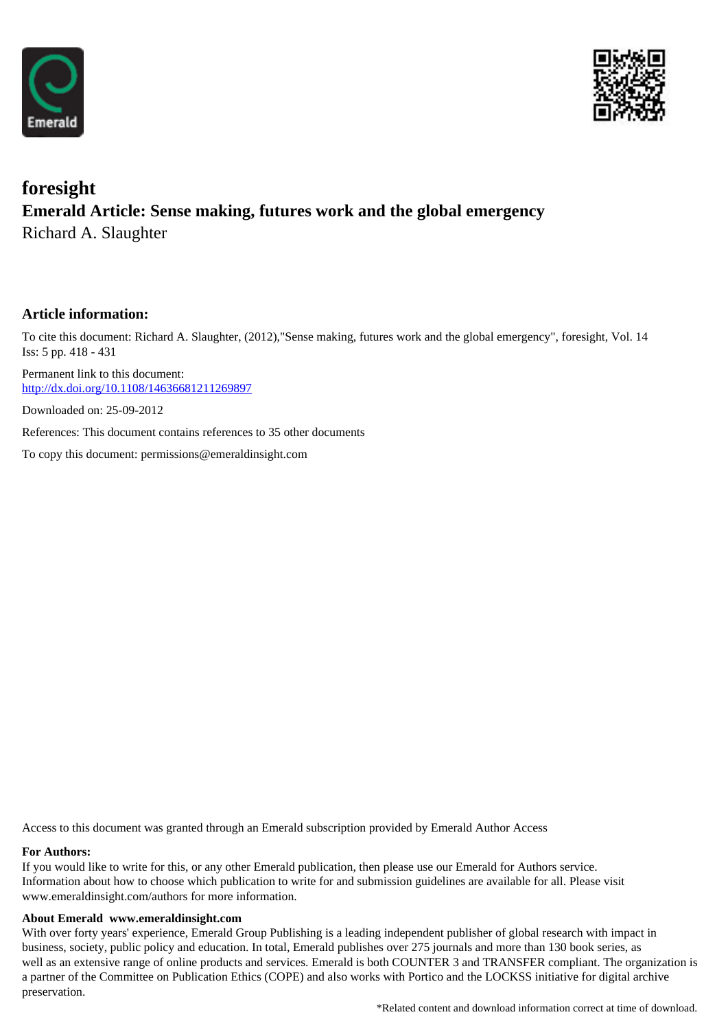# foresight

## Emerald Article: Sense making, futures work and the global emergency

Richard A. Slaughter

### Article information:

To cite this document: Richard A. Slaughter, (2012),"Sense making, futures work and the global emergency", foresight, Vol. 14 Iss: 5 pp. 418 - 431

Permanent link to this document:
http://dx.doi.org/10.1108/14636681211269897

Downloaded on: 25-09-2012

References: This document contains references to 35 other documents

To copy this document: permissions@emeraldinsight.com

Access to this document was granted through an Emerald subscription provided by Emerald Author Access

**For Authors:**

If you would like to write for this, or any other Emerald publication, then please use our Emerald for Authors service. Information about how to choose which publication to write for and submission guidelines are available for all. Please visit www.emeraldinsight.com/authors for more information.

**About Emerald www.emeraldinsight.com**

With over forty years' experience, Emerald Group Publishing is a leading independent publisher of global research with impact in business, society, public policy and education. In total, Emerald publishes over 275 journals and more than 130 book series, as well as an extensive range of online products and services. Emerald is both COUNTER 3 and TRANSFER compliant. The organization is a partner of the Committee on Publication Ethics (COPE) and also works with Portico and the LOCKSS initiative for digital archive preservation.

*Related content and download information correct at time of download.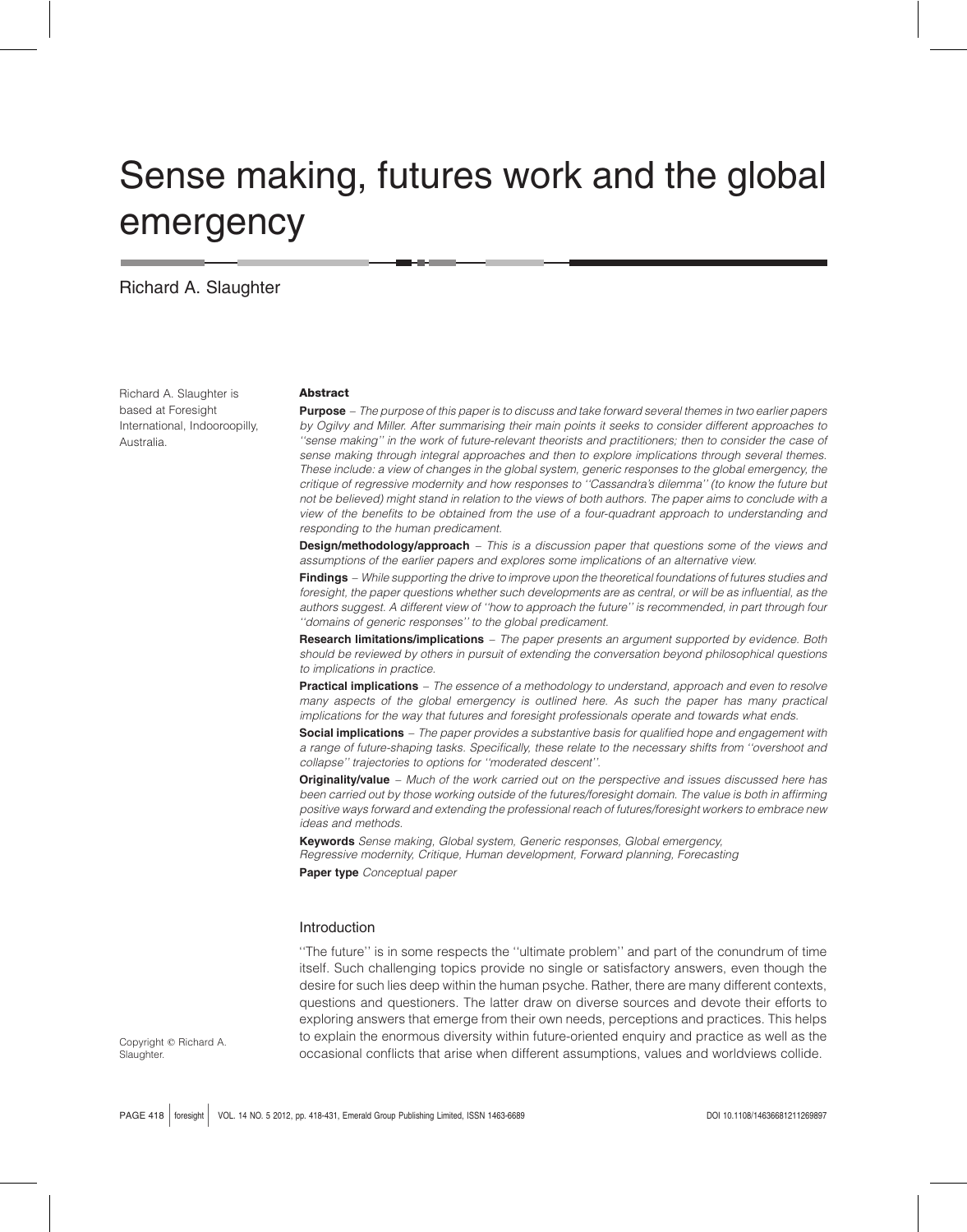# Sense making, futures work and the global emergency

Richard A. Slaughter

Richard A. Slaughter is based at Foresight International, Indooroopilly, Australia.

**Abstract**

**Purpose** – *The purpose of this paper is to discuss and take forward several themes in two earlier papers by Ogilvy and Miller. After summarising their main points it seeks to consider different approaches to ''sense making'' in the work of future-relevant theorists and practitioners; then to consider the case of sense making through integral approaches and then to explore implications through several themes. These include: a view of changes in the global system, generic responses to the global emergency, the critique of regressive modernity and how responses to ''Cassandra's dilemma'' (to know the future but not be believed) might stand in relation to the views of both authors. The paper aims to conclude with a view of the benefits to be obtained from the use of a four-quadrant approach to understanding and responding to the human predicament.*

**Design/methodology/approach** – *This is a discussion paper that questions some of the views and assumptions of the earlier papers and explores some implications of an alternative view.*

**Findings** – *While supporting the drive to improve upon the theoretical foundations of futures studies and foresight, the paper questions whether such developments are as central, or will be as influential, as the authors suggest. A different view of ''how to approach the future'' is recommended, in part through four ''domains of generic responses'' to the global predicament.*

**Research limitations/implications** – *The paper presents an argument supported by evidence. Both should be reviewed by others in pursuit of extending the conversation beyond philosophical questions to implications in practice.*

**Practical implications** – *The essence of a methodology to understand, approach and even to resolve many aspects of the global emergency is outlined here. As such the paper has many practical implications for the way that futures and foresight professionals operate and towards what ends.*

**Social implications** – *The paper provides a substantive basis for qualified hope and engagement with a range of future-shaping tasks. Specifically, these relate to the necessary shifts from ''overshoot and collapse'' trajectories to options for ''moderated descent''.*

**Originality/value** – *Much of the work carried out on the perspective and issues discussed here has been carried out by those working outside of the futures/foresight domain. The value is both in affirming positive ways forward and extending the professional reach of futures/foresight workers to embrace new ideas and methods.*

**Keywords** *Sense making, Global system, Generic responses, Global emergency, Regressive modernity, Critique, Human development, Forward planning, Forecasting*

**Paper type** *Conceptual paper*

## Introduction

''The future'' is in some respects the ''ultimate problem'' and part of the conundrum of time itself. Such challenging topics provide no single or satisfactory answers, even though the desire for such lies deep within the human psyche. Rather, there are many different contexts, questions and questioners. The latter draw on diverse sources and devote their efforts to exploring answers that emerge from their own needs, perceptions and practices. This helps to explain the enormous diversity within future-oriented enquiry and practice as well as the occasional conflicts that arise when different assumptions, values and worldviews collide.

Copyright © Richard A. Slaughter.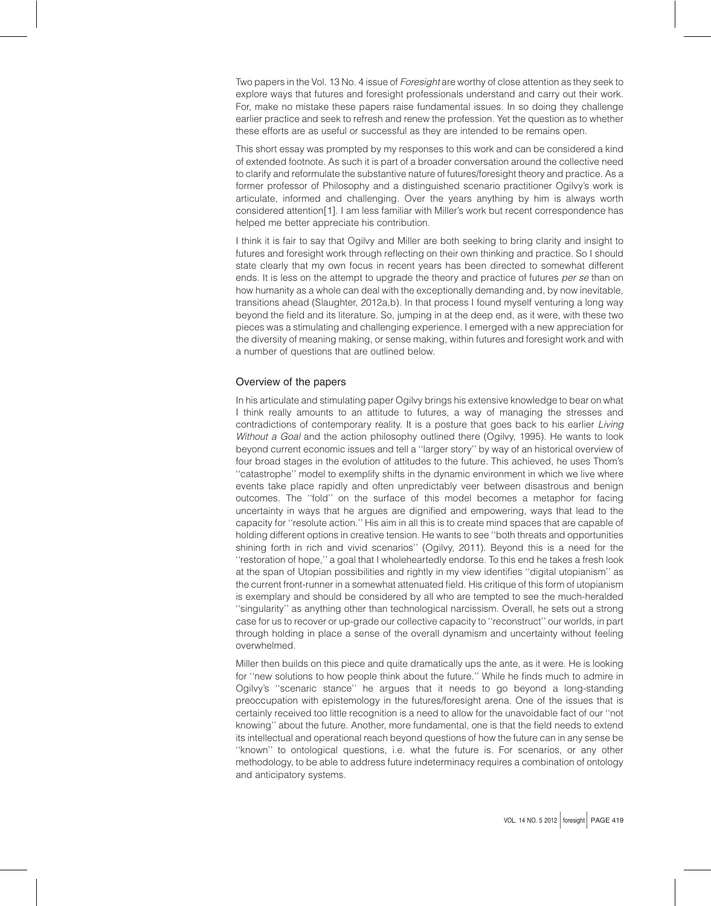Two papers in the Vol. 13 No. 4 issue of *Foresight* are worthy of close attention as they seek to explore ways that futures and foresight professionals understand and carry out their work. For, make no mistake these papers raise fundamental issues. In so doing they challenge earlier practice and seek to refresh and renew the profession. Yet the question as to whether these efforts are as useful or successful as they are intended to be remains open.

This short essay was prompted by my responses to this work and can be considered a kind of extended footnote. As such it is part of a broader conversation around the collective need to clarify and reformulate the substantive nature of futures/foresight theory and practice. As a former professor of Philosophy and a distinguished scenario practitioner Ogilvy's work is articulate, informed and challenging. Over the years anything by him is always worth considered attention[1]. I am less familiar with Miller's work but recent correspondence has helped me better appreciate his contribution.

I think it is fair to say that Ogilvy and Miller are both seeking to bring clarity and insight to futures and foresight work through reflecting on their own thinking and practice. So I should state clearly that my own focus in recent years has been directed to somewhat different ends. It is less on the attempt to upgrade the theory and practice of futures *per se* than on how humanity as a whole can deal with the exceptionally demanding and, by now inevitable, transitions ahead (Slaughter, 2012a,b). In that process I found myself venturing a long way beyond the field and its literature. So, jumping in at the deep end, as it were, with these two pieces was a stimulating and challenging experience. I emerged with a new appreciation for the diversity of meaning making, or sense making, within futures and foresight work and with a number of questions that are outlined below.

## Overview of the papers

In his articulate and stimulating paper Ogilvy brings his extensive knowledge to bear on what I think really amounts to an attitude to futures, a way of managing the stresses and contradictions of contemporary reality. It is a posture that goes back to his earlier *Living Without a Goal* and the action philosophy outlined there (Ogilvy, 1995). He wants to look beyond current economic issues and tell a ''larger story'' by way of an historical overview of four broad stages in the evolution of attitudes to the future. This achieved, he uses Thom's ''catastrophe'' model to exemplify shifts in the dynamic environment in which we live where events take place rapidly and often unpredictably veer between disastrous and benign outcomes. The ''fold'' on the surface of this model becomes a metaphor for facing uncertainty in ways that he argues are dignified and empowering, ways that lead to the capacity for ''resolute action.'' His aim in all this is to create mind spaces that are capable of holding different options in creative tension. He wants to see ''both threats and opportunities shining forth in rich and vivid scenarios'' (Ogilvy, 2011). Beyond this is a need for the ''restoration of hope,'' a goal that I wholeheartedly endorse. To this end he takes a fresh look at the span of Utopian possibilities and rightly in my view identifies ''digital utopianism'' as the current front-runner in a somewhat attenuated field. His critique of this form of utopianism is exemplary and should be considered by all who are tempted to see the much-heralded ''singularity'' as anything other than technological narcissism. Overall, he sets out a strong case for us to recover or up-grade our collective capacity to ''reconstruct'' our worlds, in part through holding in place a sense of the overall dynamism and uncertainty without feeling overwhelmed.

Miller then builds on this piece and quite dramatically ups the ante, as it were. He is looking for ''new solutions to how people think about the future.'' While he finds much to admire in Ogilvy's ''scenaric stance'' he argues that it needs to go beyond a long-standing preoccupation with epistemology in the futures/foresight arena. One of the issues that is certainly received too little recognition is a need to allow for the unavoidable fact of our ''not knowing'' about the future. Another, more fundamental, one is that the field needs to extend its intellectual and operational reach beyond questions of how the future can in any sense be ''known'' to ontological questions, i.e. what the future is. For scenarios, or any other methodology, to be able to address future indeterminacy requires a combination of ontology and anticipatory systems.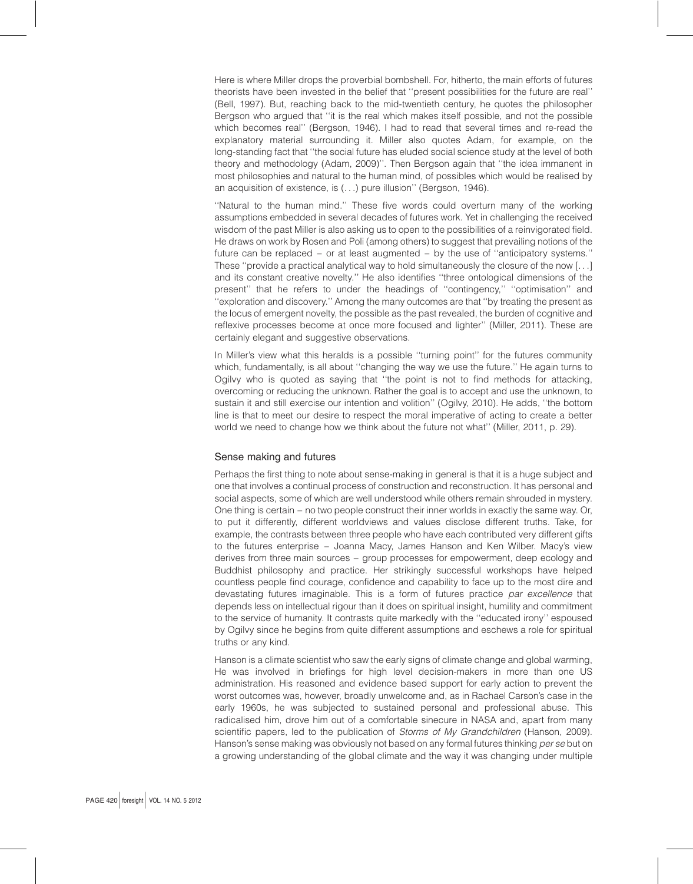Here is where Miller drops the proverbial bombshell. For, hitherto, the main efforts of futures theorists have been invested in the belief that ''present possibilities for the future are real'' (Bell, 1997). But, reaching back to the mid-twentieth century, he quotes the philosopher Bergson who argued that ''it is the real which makes itself possible, and not the possible which becomes real'' (Bergson, 1946). I had to read that several times and re-read the explanatory material surrounding it. Miller also quotes Adam, for example, on the long-standing fact that ''the social future has eluded social science study at the level of both theory and methodology (Adam, 2009)''. Then Bergson again that ''the idea immanent in most philosophies and natural to the human mind, of possibles which would be realised by an acquisition of existence, is (. . .) pure illusion'' (Bergson, 1946).

''Natural to the human mind.'' These five words could overturn many of the working assumptions embedded in several decades of futures work. Yet in challenging the received wisdom of the past Miller is also asking us to open to the possibilities of a reinvigorated field. He draws on work by Rosen and Poli (among others) to suggest that prevailing notions of the future can be replaced – or at least augmented – by the use of ''anticipatory systems.'' These ''provide a practical analytical way to hold simultaneously the closure of the now [. . .] and its constant creative novelty.'' He also identifies ''three ontological dimensions of the present'' that he refers to under the headings of ''contingency,'' ''optimisation'' and ''exploration and discovery.'' Among the many outcomes are that ''by treating the present as the locus of emergent novelty, the possible as the past revealed, the burden of cognitive and reflexive processes become at once more focused and lighter'' (Miller, 2011). These are certainly elegant and suggestive observations.

In Miller's view what this heralds is a possible ''turning point'' for the futures community which, fundamentally, is all about ''changing the way we use the future.'' He again turns to Ogilvy who is quoted as saying that ''the point is not to find methods for attacking, overcoming or reducing the unknown. Rather the goal is to accept and use the unknown, to sustain it and still exercise our intention and volition'' (Ogilvy, 2010). He adds, ''the bottom line is that to meet our desire to respect the moral imperative of acting to create a better world we need to change how we think about the future not what'' (Miller, 2011, p. 29).

## Sense making and futures

Perhaps the first thing to note about sense-making in general is that it is a huge subject and one that involves a continual process of construction and reconstruction. It has personal and social aspects, some of which are well understood while others remain shrouded in mystery. One thing is certain – no two people construct their inner worlds in exactly the same way. Or, to put it differently, different worldviews and values disclose different truths. Take, for example, the contrasts between three people who have each contributed very different gifts to the futures enterprise – Joanna Macy, James Hanson and Ken Wilber. Macy's view derives from three main sources – group processes for empowerment, deep ecology and Buddhist philosophy and practice. Her strikingly successful workshops have helped countless people find courage, confidence and capability to face up to the most dire and devastating futures imaginable. This is a form of futures practice *par excellence* that depends less on intellectual rigour than it does on spiritual insight, humility and commitment to the service of humanity. It contrasts quite markedly with the ''educated irony'' espoused by Ogilvy since he begins from quite different assumptions and eschews a role for spiritual truths or any kind.

Hanson is a climate scientist who saw the early signs of climate change and global warming, He was involved in briefings for high level decision-makers in more than one US administration. His reasoned and evidence based support for early action to prevent the worst outcomes was, however, broadly unwelcome and, as in Rachael Carson's case in the early 1960s, he was subjected to sustained personal and professional abuse. This radicalised him, drove him out of a comfortable sinecure in NASA and, apart from many scientific papers, led to the publication of *Storms of My Grandchildren* (Hanson, 2009). Hanson's sense making was obviously not based on any formal futures thinking *per se* but on a growing understanding of the global climate and the way it was changing under multiple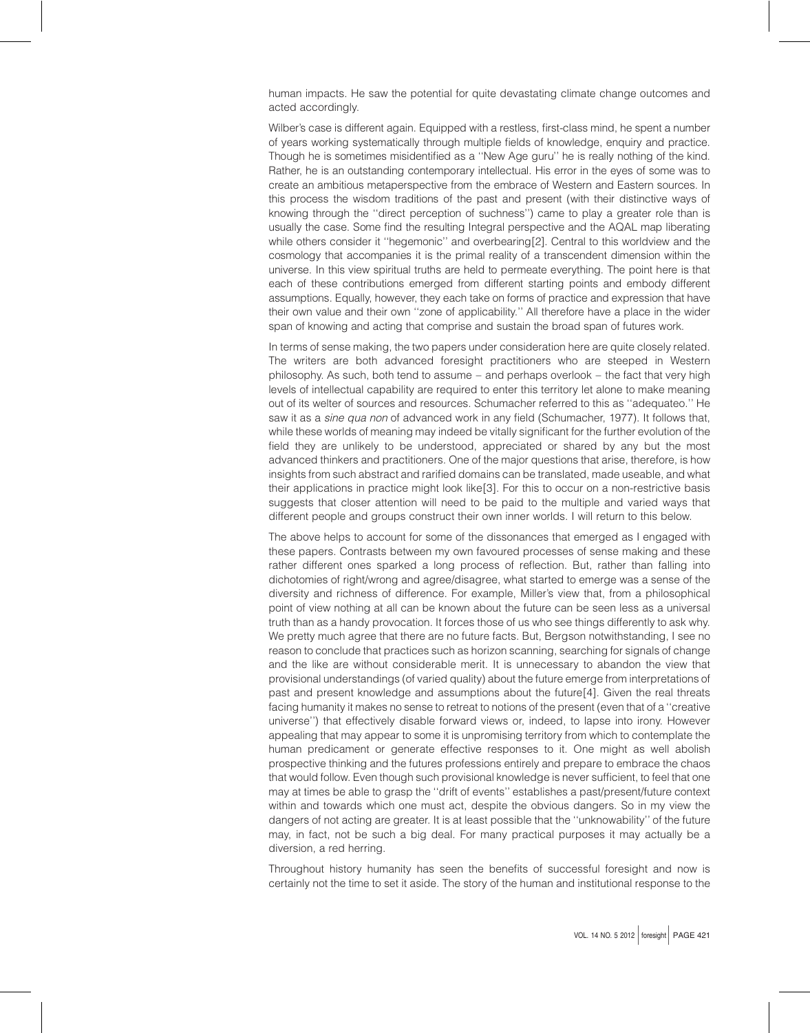human impacts. He saw the potential for quite devastating climate change outcomes and acted accordingly.

Wilber's case is different again. Equipped with a restless, first-class mind, he spent a number of years working systematically through multiple fields of knowledge, enquiry and practice. Though he is sometimes misidentified as a ''New Age guru'' he is really nothing of the kind. Rather, he is an outstanding contemporary intellectual. His error in the eyes of some was to create an ambitious metaperspective from the embrace of Western and Eastern sources. In this process the wisdom traditions of the past and present (with their distinctive ways of knowing through the ''direct perception of suchness'') came to play a greater role than is usually the case. Some find the resulting Integral perspective and the AQAL map liberating while others consider it ''hegemonic'' and overbearing[2]. Central to this worldview and the cosmology that accompanies it is the primal reality of a transcendent dimension within the universe. In this view spiritual truths are held to permeate everything. The point here is that each of these contributions emerged from different starting points and embody different assumptions. Equally, however, they each take on forms of practice and expression that have their own value and their own ''zone of applicability.'' All therefore have a place in the wider span of knowing and acting that comprise and sustain the broad span of futures work.

In terms of sense making, the two papers under consideration here are quite closely related. The writers are both advanced foresight practitioners who are steeped in Western philosophy. As such, both tend to assume – and perhaps overlook – the fact that very high levels of intellectual capability are required to enter this territory let alone to make meaning out of its welter of sources and resources. Schumacher referred to this as ''adequateo.'' He saw it as a *sine qua non* of advanced work in any field (Schumacher, 1977). It follows that, while these worlds of meaning may indeed be vitally significant for the further evolution of the field they are unlikely to be understood, appreciated or shared by any but the most advanced thinkers and practitioners. One of the major questions that arise, therefore, is how insights from such abstract and rarified domains can be translated, made useable, and what their applications in practice might look like[3]. For this to occur on a non-restrictive basis suggests that closer attention will need to be paid to the multiple and varied ways that different people and groups construct their own inner worlds. I will return to this below.

The above helps to account for some of the dissonances that emerged as I engaged with these papers. Contrasts between my own favoured processes of sense making and these rather different ones sparked a long process of reflection. But, rather than falling into dichotomies of right/wrong and agree/disagree, what started to emerge was a sense of the diversity and richness of difference. For example, Miller's view that, from a philosophical point of view nothing at all can be known about the future can be seen less as a universal truth than as a handy provocation. It forces those of us who see things differently to ask why. We pretty much agree that there are no future facts. But, Bergson notwithstanding, I see no reason to conclude that practices such as horizon scanning, searching for signals of change and the like are without considerable merit. It is unnecessary to abandon the view that provisional understandings (of varied quality) about the future emerge from interpretations of past and present knowledge and assumptions about the future[4]. Given the real threats facing humanity it makes no sense to retreat to notions of the present (even that of a ''creative universe'') that effectively disable forward views or, indeed, to lapse into irony. However appealing that may appear to some it is unpromising territory from which to contemplate the human predicament or generate effective responses to it. One might as well abolish prospective thinking and the futures professions entirely and prepare to embrace the chaos that would follow. Even though such provisional knowledge is never sufficient, to feel that one may at times be able to grasp the ''drift of events'' establishes a past/present/future context within and towards which one must act, despite the obvious dangers. So in my view the dangers of not acting are greater. It is at least possible that the ''unknowability'' of the future may, in fact, not be such a big deal. For many practical purposes it may actually be a diversion, a red herring.

Throughout history humanity has seen the benefits of successful foresight and now is certainly not the time to set it aside. The story of the human and institutional response to the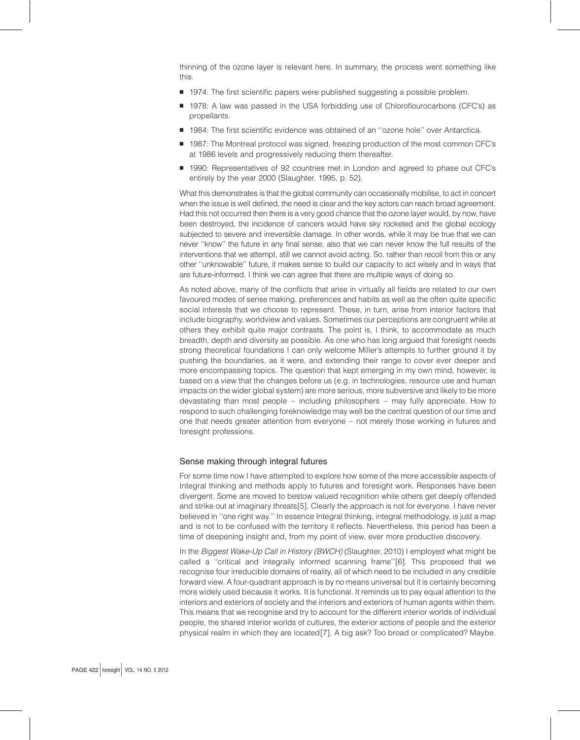thinning of the ozone layer is relevant here. In summary, the process went something like this.

- 1974: The first scientific papers were published suggesting a possible problem.
- 1978: A law was passed in the USA forbidding use of Chloroflourocarbons (CFC's) as propellants.
- 1984: The first scientific evidence was obtained of an ''ozone hole'' over Antarctica.
- 1987: The Montreal protocol was signed, freezing production of the most common CFC's at 1986 levels and progressively reducing them thereafter.
- 1990: Representatives of 92 countries met in London and agreed to phase out CFC's entirely by the year 2000 (Slaughter, 1995, p. 52).

What this demonstrates is that the global community can occasionally mobilise, to act in concert when the issue is well defined, the need is clear and the key actors can reach broad agreement. Had this not occurred then there is a very good chance that the ozone layer would, by now, have been destroyed, the incidence of cancers would have sky rocketed and the global ecology subjected to severe and irreversible damage. In other words, while it may be true that we can never ''know'' the future in any final sense; also that we can never know the full results of the interventions that we attempt, still we cannot avoid acting. So, rather than recoil from this or any other ''unknowable'' future, it makes sense to build our capacity to act wisely and in ways that are future-informed. I think we can agree that there are multiple ways of doing so.

As noted above, many of the conflicts that arise in virtually all fields are related to our own favoured modes of sense making, preferences and habits as well as the often quite specific social interests that we choose to represent. These, in turn, arise from interior factors that include biography, worldview and values. Sometimes our perceptions are congruent while at others they exhibit quite major contrasts. The point is, I think, to accommodate as much breadth, depth and diversity as possible. As one who has long argued that foresight needs strong theoretical foundations I can only welcome Miller's attempts to further ground it by pushing the boundaries, as it were, and extending their range to cover ever deeper and more encompassing topics. The question that kept emerging in my own mind, however, is based on a view that the changes before us (e.g. in technologies, resource use and human impacts on the wider global system) are more serious, more subversive and likely to be more devastating than most people – including philosophers – may fully appreciate. How to respond to such challenging foreknowledge may well be the central question of our time and one that needs greater attention from everyone – not merely those working in futures and foresight professions.

## Sense making through integral futures

For some time now I have attempted to explore how some of the more accessible aspects of Integral thinking and methods apply to futures and foresight work. Responses have been divergent. Some are moved to bestow valued recognition while others get deeply offended and strike out at imaginary threats[5]. Clearly the approach is not for everyone. I have never believed in ''one right way.'' In essence Integral thinking, integral methodology, is just a map and is not to be confused with the territory it reflects. Nevertheless, this period has been a time of deepening insight and, from my point of view, ever more productive discovery.

In the *Biggest Wake-Up Call in History (BWCH)* (Slaughter, 2010) I employed what might be called a ''critical and integrally informed scanning frame''[6]. This proposed that we recognise four irreducible domains of reality, all of which need to be included in any credible forward view. A four-quadrant approach is by no means universal but it is certainly becoming more widely used because it works. It is functional. It reminds us to pay equal attention to the interiors and exteriors of society and the interiors and exteriors of human agents within them. This means that we recognise and try to account for the different interior worlds of individual people, the shared interior worlds of cultures, the exterior actions of people and the exterior physical realm in which they are located[7]. A big ask? Too broad or complicated? Maybe.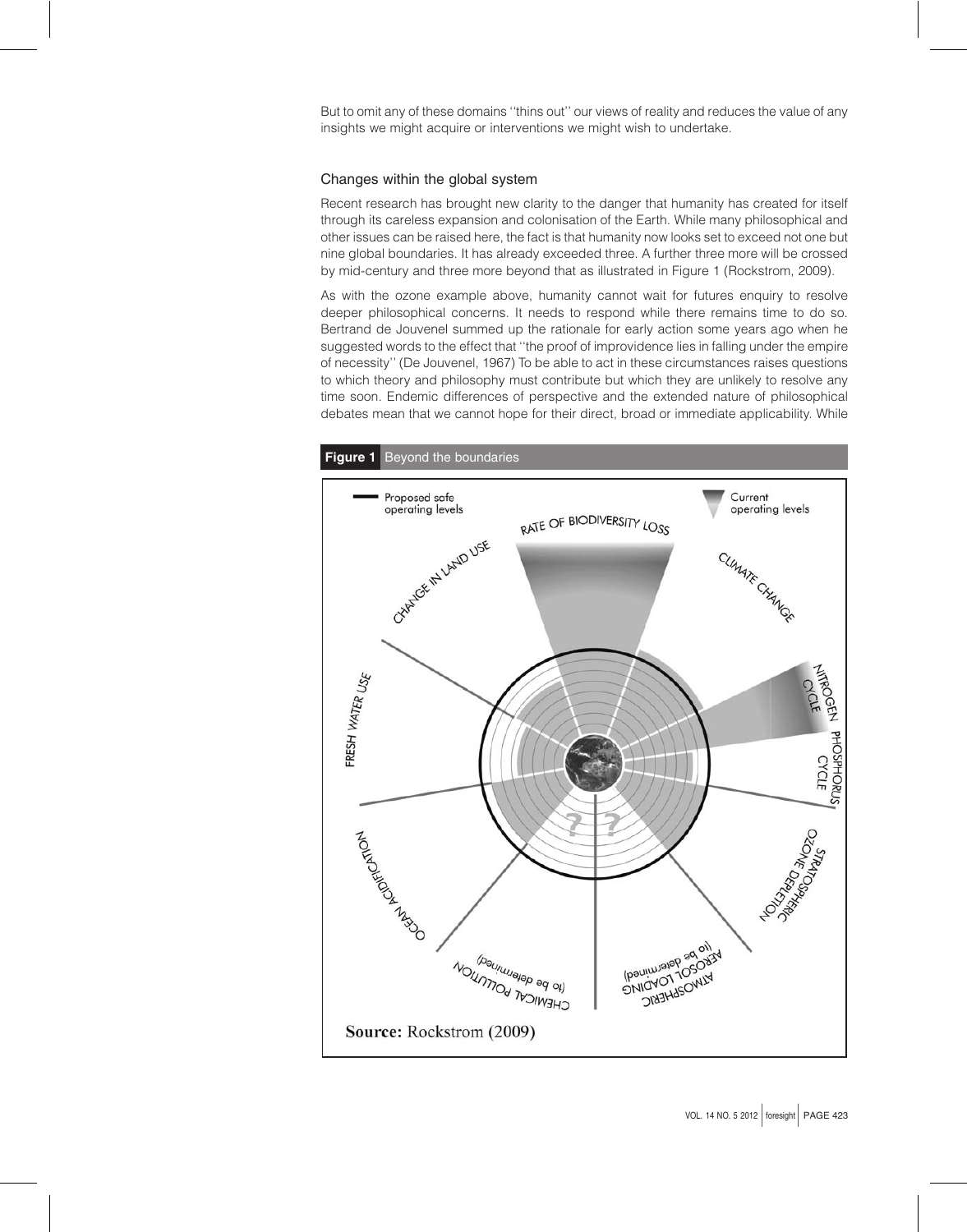But to omit any of these domains ''thins out'' our views of reality and reduces the value of any insights we might acquire or interventions we might wish to undertake.

## Changes within the global system

Recent research has brought new clarity to the danger that humanity has created for itself through its careless expansion and colonisation of the Earth. While many philosophical and other issues can be raised here, the fact is that humanity now looks set to exceed not one but nine global boundaries. It has already exceeded three. A further three more will be crossed by mid-century and three more beyond that as illustrated in Figure 1 (Rockstrom, 2009).

As with the ozone example above, humanity cannot wait for futures enquiry to resolve deeper philosophical concerns. It needs to respond while there remains time to do so. Bertrand de Jouvenel summed up the rationale for early action some years ago when he suggested words to the effect that ''the proof of improvidence lies in falling under the empire of necessity'' (De Jouvenel, 1967) To be able to act in these circumstances raises questions to which theory and philosophy must contribute but which they are unlikely to resolve any time soon. Endemic differences of perspective and the extended nature of philosophical debates mean that we cannot hope for their direct, broad or immediate applicability. While

**Figure 1** Beyond the boundaries

Source: Rockstrom (2009)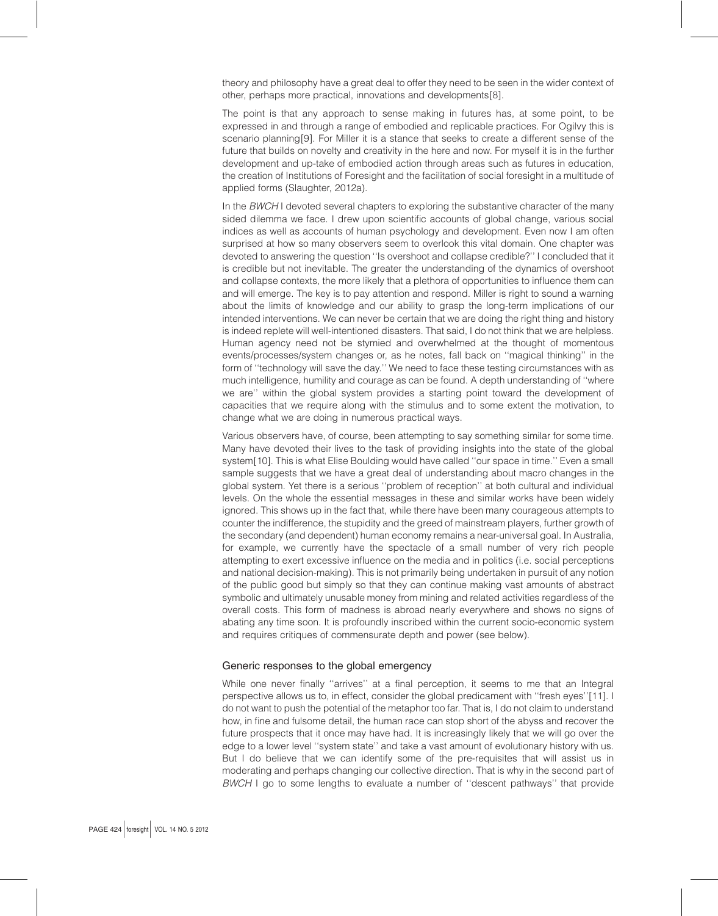theory and philosophy have a great deal to offer they need to be seen in the wider context of other, perhaps more practical, innovations and developments[8].

The point is that any approach to sense making in futures has, at some point, to be expressed in and through a range of embodied and replicable practices. For Ogilvy this is scenario planning[9]. For Miller it is a stance that seeks to create a different sense of the future that builds on novelty and creativity in the here and now. For myself it is in the further development and up-take of embodied action through areas such as futures in education, the creation of Institutions of Foresight and the facilitation of social foresight in a multitude of applied forms (Slaughter, 2012a).

In the *BWCH* I devoted several chapters to exploring the substantive character of the many sided dilemma we face. I drew upon scientific accounts of global change, various social indices as well as accounts of human psychology and development. Even now I am often surprised at how so many observers seem to overlook this vital domain. One chapter was devoted to answering the question ''Is overshoot and collapse credible?'' I concluded that it is credible but not inevitable. The greater the understanding of the dynamics of overshoot and collapse contexts, the more likely that a plethora of opportunities to influence them can and will emerge. The key is to pay attention and respond. Miller is right to sound a warning about the limits of knowledge and our ability to grasp the long-term implications of our intended interventions. We can never be certain that we are doing the right thing and history is indeed replete will well-intentioned disasters. That said, I do not think that we are helpless. Human agency need not be stymied and overwhelmed at the thought of momentous events/processes/system changes or, as he notes, fall back on ''magical thinking'' in the form of ''technology will save the day.'' We need to face these testing circumstances with as much intelligence, humility and courage as can be found. A depth understanding of ''where we are'' within the global system provides a starting point toward the development of capacities that we require along with the stimulus and to some extent the motivation, to change what we are doing in numerous practical ways.

Various observers have, of course, been attempting to say something similar for some time. Many have devoted their lives to the task of providing insights into the state of the global system[10]. This is what Elise Boulding would have called ''our space in time.'' Even a small sample suggests that we have a great deal of understanding about macro changes in the global system. Yet there is a serious ''problem of reception'' at both cultural and individual levels. On the whole the essential messages in these and similar works have been widely ignored. This shows up in the fact that, while there have been many courageous attempts to counter the indifference, the stupidity and the greed of mainstream players, further growth of the secondary (and dependent) human economy remains a near-universal goal. In Australia, for example, we currently have the spectacle of a small number of very rich people attempting to exert excessive influence on the media and in politics (i.e. social perceptions and national decision-making). This is not primarily being undertaken in pursuit of any notion of the public good but simply so that they can continue making vast amounts of abstract symbolic and ultimately unusable money from mining and related activities regardless of the overall costs. This form of madness is abroad nearly everywhere and shows no signs of abating any time soon. It is profoundly inscribed within the current socio-economic system and requires critiques of commensurate depth and power (see below).

## Generic responses to the global emergency

While one never finally ''arrives'' at a final perception, it seems to me that an Integral perspective allows us to, in effect, consider the global predicament with ''fresh eyes''[11]. I do not want to push the potential of the metaphor too far. That is, I do not claim to understand how, in fine and fulsome detail, the human race can stop short of the abyss and recover the future prospects that it once may have had. It is increasingly likely that we will go over the edge to a lower level ''system state'' and take a vast amount of evolutionary history with us. But I do believe that we can identify some of the pre-requisites that will assist us in moderating and perhaps changing our collective direction. That is why in the second part of *BWCH* I go to some lengths to evaluate a number of ''descent pathways'' that provide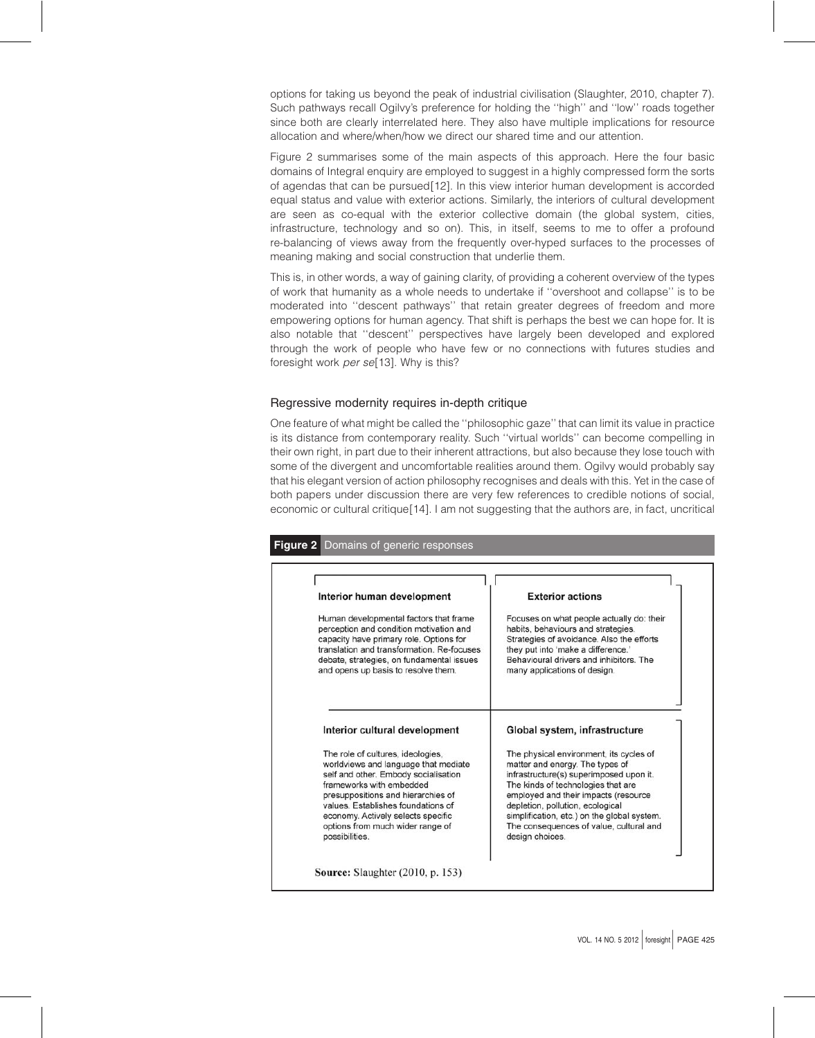options for taking us beyond the peak of industrial civilisation (Slaughter, 2010, chapter 7). Such pathways recall Ogilvy's preference for holding the ''high'' and ''low'' roads together since both are clearly interrelated here. They also have multiple implications for resource allocation and where/when/how we direct our shared time and our attention.

Figure 2 summarises some of the main aspects of this approach. Here the four basic domains of Integral enquiry are employed to suggest in a highly compressed form the sorts of agendas that can be pursued[12]. In this view interior human development is accorded equal status and value with exterior actions. Similarly, the interiors of cultural development are seen as co-equal with the exterior collective domain (the global system, cities, infrastructure, technology and so on). This, in itself, seems to me to offer a profound re-balancing of views away from the frequently over-hyped surfaces to the processes of meaning making and social construction that underlie them.

This is, in other words, a way of gaining clarity, of providing a coherent overview of the types of work that humanity as a whole needs to undertake if ''overshoot and collapse'' is to be moderated into ''descent pathways'' that retain greater degrees of freedom and more empowering options for human agency. That shift is perhaps the best we can hope for. It is also notable that ''descent'' perspectives have largely been developed and explored through the work of people who have few or no connections with futures studies and foresight work *per se*[13]. Why is this?

## Regressive modernity requires in-depth critique

One feature of what might be called the ''philosophic gaze'' that can limit its value in practice is its distance from contemporary reality. Such ''virtual worlds'' can become compelling in their own right, in part due to their inherent attractions, but also because they lose touch with some of the divergent and uncomfortable realities around them. Ogilvy would probably say that his elegant version of action philosophy recognises and deals with this. Yet in the case of both papers under discussion there are very few references to credible notions of social, economic or cultural critique[14]. I am not suggesting that the authors are, in fact, uncritical

**Figure 2** Domains of generic responses

| | |
|---|---|
| **Interior human development**<br>Human developmental factors that frame perception and condition motivation and capacity have primary role. Options for translation and transformation. Re-focuses debate, strategies, on fundamental issues and opens up basis to resolve them. | **Exterior actions**<br>Focuses on what people actually do: their habits, behaviours and strategies. Strategies of avoidance. Also the efforts they put into 'make a difference.' Behavioural drivers and inhibitors. The many applications of design. |
| **Interior cultural development**<br>The role of cultures, ideologies, worldviews and language that mediate self and other. Embody socialisation frameworks with embedded presuppositions and hierarchies of values. Establishes foundations of economy. Actively selects specific options from much wider range of possibilities. | **Global system, infrastructure**<br>The physical environment, its cycles of matter and energy. The types of infrastructure(s) superimposed upon it. The kinds of technologies that are employed and their impacts (resource depletion, pollution, ecological simplification, etc.) on the global system. The consequences of value, cultural and design choices. |

**Source:** Slaughter (2010, p. 153)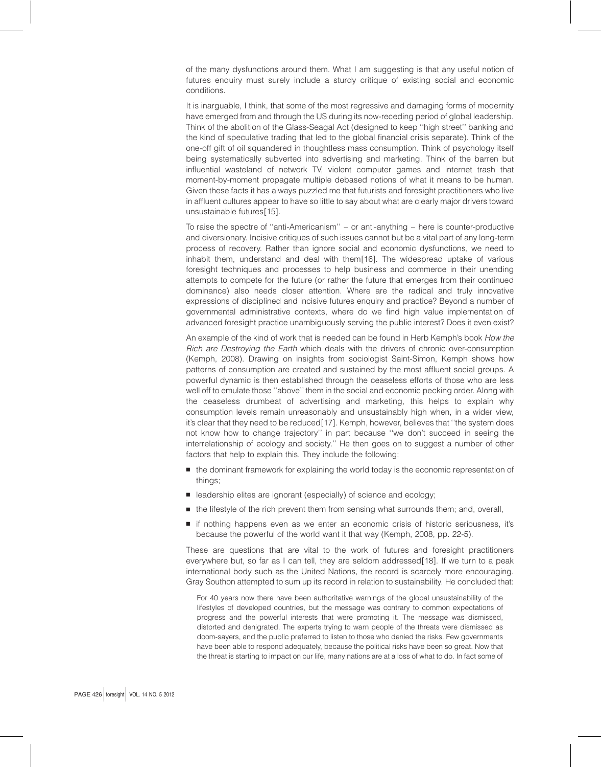of the many dysfunctions around them. What I am suggesting is that any useful notion of futures enquiry must surely include a sturdy critique of existing social and economic conditions.

It is inarguable, I think, that some of the most regressive and damaging forms of modernity have emerged from and through the US during its now-receding period of global leadership. Think of the abolition of the Glass-Seagal Act (designed to keep ''high street'' banking and the kind of speculative trading that led to the global financial crisis separate). Think of the one-off gift of oil squandered in thoughtless mass consumption. Think of psychology itself being systematically subverted into advertising and marketing. Think of the barren but influential wasteland of network TV, violent computer games and internet trash that moment-by-moment propagate multiple debased notions of what it means to be human. Given these facts it has always puzzled me that futurists and foresight practitioners who live in affluent cultures appear to have so little to say about what are clearly major drivers toward unsustainable futures[15].

To raise the spectre of ''anti-Americanism'' – or anti-anything – here is counter-productive and diversionary. Incisive critiques of such issues cannot but be a vital part of any long-term process of recovery. Rather than ignore social and economic dysfunctions, we need to inhabit them, understand and deal with them[16]. The widespread uptake of various foresight techniques and processes to help business and commerce in their unending attempts to compete for the future (or rather the future that emerges from their continued dominance) also needs closer attention. Where are the radical and truly innovative expressions of disciplined and incisive futures enquiry and practice? Beyond a number of governmental administrative contexts, where do we find high value implementation of advanced foresight practice unambiguously serving the public interest? Does it even exist?

An example of the kind of work that is needed can be found in Herb Kemph's book *How the Rich are Destroying the Earth* which deals with the drivers of chronic over-consumption (Kemph, 2008). Drawing on insights from sociologist Saint-Simon, Kemph shows how patterns of consumption are created and sustained by the most affluent social groups. A powerful dynamic is then established through the ceaseless efforts of those who are less well off to emulate those ''above'' them in the social and economic pecking order. Along with the ceaseless drumbeat of advertising and marketing, this helps to explain why consumption levels remain unreasonably and unsustainably high when, in a wider view, it's clear that they need to be reduced[17]. Kemph, however, believes that ''the system does not know how to change trajectory'' in part because ''we don't succeed in seeing the interrelationship of ecology and society.'' He then goes on to suggest a number of other factors that help to explain this. They include the following:

- the dominant framework for explaining the world today is the economic representation of things;
- leadership elites are ignorant (especially) of science and ecology;
- the lifestyle of the rich prevent them from sensing what surrounds them; and, overall,
- if nothing happens even as we enter an economic crisis of historic seriousness, it's because the powerful of the world want it that way (Kemph, 2008, pp. 22-5).

These are questions that are vital to the work of futures and foresight practitioners everywhere but, so far as I can tell, they are seldom addressed[18]. If we turn to a peak international body such as the United Nations, the record is scarcely more encouraging. Gray Southon attempted to sum up its record in relation to sustainability. He concluded that:

> For 40 years now there have been authoritative warnings of the global unsustainability of the lifestyles of developed countries, but the message was contrary to common expectations of progress and the powerful interests that were promoting it. The message was dismissed, distorted and denigrated. The experts trying to warn people of the threats were dismissed as doom-sayers, and the public preferred to listen to those who denied the risks. Few governments have been able to respond adequately, because the political risks have been so great. Now that the threat is starting to impact on our life, many nations are at a loss of what to do. In fact some of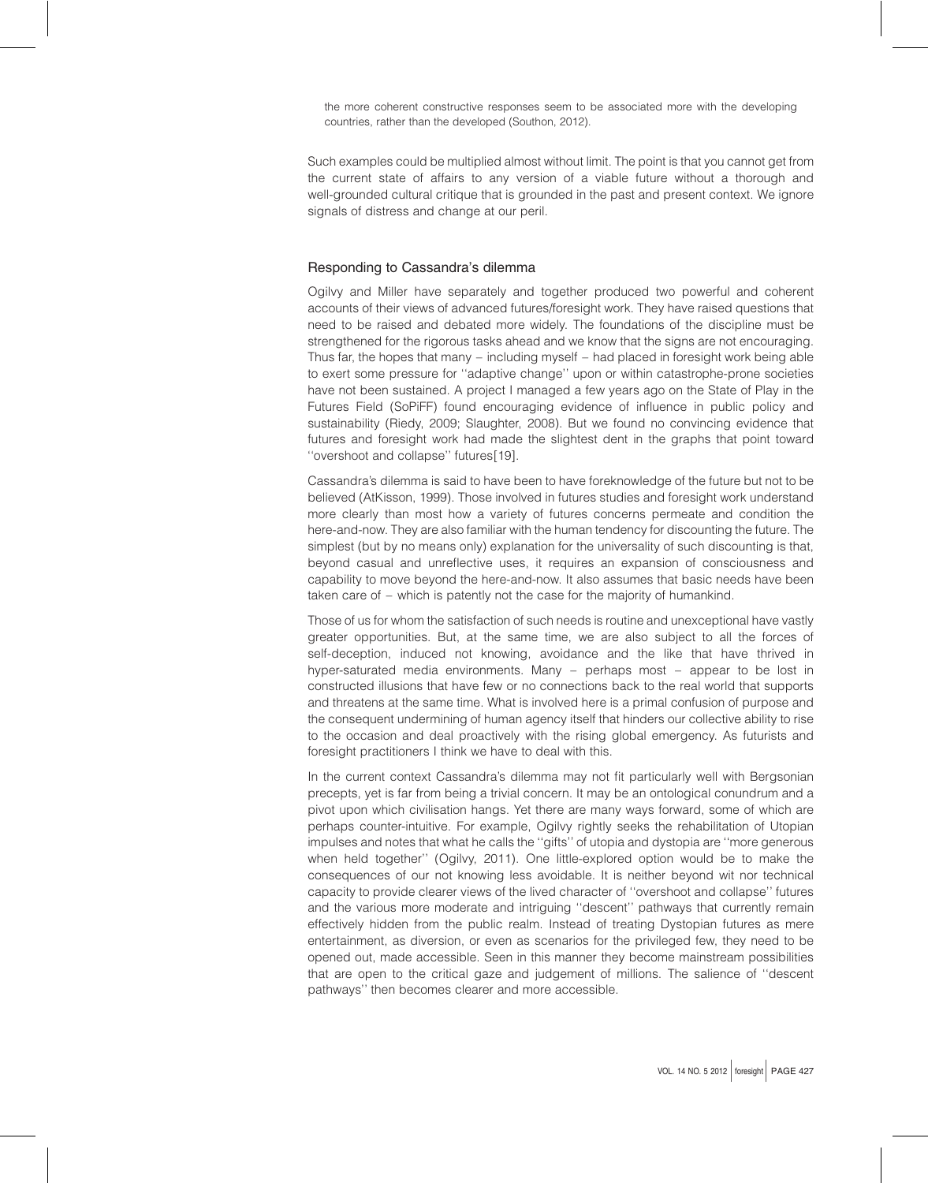the more coherent constructive responses seem to be associated more with the developing countries, rather than the developed (Southon, 2012).

Such examples could be multiplied almost without limit. The point is that you cannot get from the current state of affairs to any version of a viable future without a thorough and well-grounded cultural critique that is grounded in the past and present context. We ignore signals of distress and change at our peril.

## Responding to Cassandra's dilemma

Ogilvy and Miller have separately and together produced two powerful and coherent accounts of their views of advanced futures/foresight work. They have raised questions that need to be raised and debated more widely. The foundations of the discipline must be strengthened for the rigorous tasks ahead and we know that the signs are not encouraging. Thus far, the hopes that many – including myself – had placed in foresight work being able to exert some pressure for ''adaptive change'' upon or within catastrophe-prone societies have not been sustained. A project I managed a few years ago on the State of Play in the Futures Field (SoPiFF) found encouraging evidence of influence in public policy and sustainability (Riedy, 2009; Slaughter, 2008). But we found no convincing evidence that futures and foresight work had made the slightest dent in the graphs that point toward ''overshoot and collapse'' futures[19].

Cassandra's dilemma is said to have been to have foreknowledge of the future but not to be believed (AtKisson, 1999). Those involved in futures studies and foresight work understand more clearly than most how a variety of futures concerns permeate and condition the here-and-now. They are also familiar with the human tendency for discounting the future. The simplest (but by no means only) explanation for the universality of such discounting is that, beyond casual and unreflective uses, it requires an expansion of consciousness and capability to move beyond the here-and-now. It also assumes that basic needs have been taken care of – which is patently not the case for the majority of humankind.

Those of us for whom the satisfaction of such needs is routine and unexceptional have vastly greater opportunities. But, at the same time, we are also subject to all the forces of self-deception, induced not knowing, avoidance and the like that have thrived in hyper-saturated media environments. Many – perhaps most – appear to be lost in constructed illusions that have few or no connections back to the real world that supports and threatens at the same time. What is involved here is a primal confusion of purpose and the consequent undermining of human agency itself that hinders our collective ability to rise to the occasion and deal proactively with the rising global emergency. As futurists and foresight practitioners I think we have to deal with this.

In the current context Cassandra's dilemma may not fit particularly well with Bergsonian precepts, yet is far from being a trivial concern. It may be an ontological conundrum and a pivot upon which civilisation hangs. Yet there are many ways forward, some of which are perhaps counter-intuitive. For example, Ogilvy rightly seeks the rehabilitation of Utopian impulses and notes that what he calls the ''gifts'' of utopia and dystopia are ''more generous when held together'' (Ogilvy, 2011). One little-explored option would be to make the consequences of our not knowing less avoidable. It is neither beyond wit nor technical capacity to provide clearer views of the lived character of ''overshoot and collapse'' futures and the various more moderate and intriguing ''descent'' pathways that currently remain effectively hidden from the public realm. Instead of treating Dystopian futures as mere entertainment, as diversion, or even as scenarios for the privileged few, they need to be opened out, made accessible. Seen in this manner they become mainstream possibilities that are open to the critical gaze and judgement of millions. The salience of ''descent pathways'' then becomes clearer and more accessible.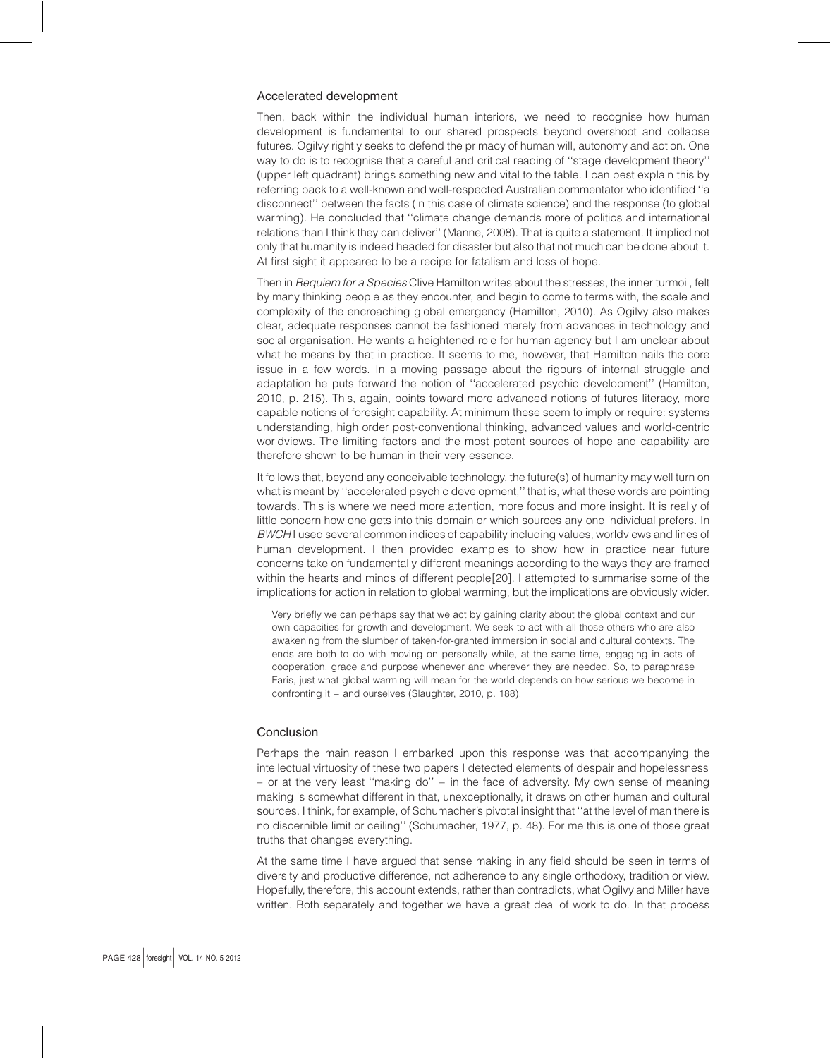## Accelerated development

Then, back within the individual human interiors, we need to recognise how human development is fundamental to our shared prospects beyond overshoot and collapse futures. Ogilvy rightly seeks to defend the primacy of human will, autonomy and action. One way to do is to recognise that a careful and critical reading of ''stage development theory'' (upper left quadrant) brings something new and vital to the table. I can best explain this by referring back to a well-known and well-respected Australian commentator who identified ''a disconnect'' between the facts (in this case of climate science) and the response (to global warming). He concluded that ''climate change demands more of politics and international relations than I think they can deliver'' (Manne, 2008). That is quite a statement. It implied not only that humanity is indeed headed for disaster but also that not much can be done about it. At first sight it appeared to be a recipe for fatalism and loss of hope.

Then in *Requiem for a Species* Clive Hamilton writes about the stresses, the inner turmoil, felt by many thinking people as they encounter, and begin to come to terms with, the scale and complexity of the encroaching global emergency (Hamilton, 2010). As Ogilvy also makes clear, adequate responses cannot be fashioned merely from advances in technology and social organisation. He wants a heightened role for human agency but I am unclear about what he means by that in practice. It seems to me, however, that Hamilton nails the core issue in a few words. In a moving passage about the rigours of internal struggle and adaptation he puts forward the notion of ''accelerated psychic development'' (Hamilton, 2010, p. 215). This, again, points toward more advanced notions of futures literacy, more capable notions of foresight capability. At minimum these seem to imply or require: systems understanding, high order post-conventional thinking, advanced values and world-centric worldviews. The limiting factors and the most potent sources of hope and capability are therefore shown to be human in their very essence.

It follows that, beyond any conceivable technology, the future(s) of humanity may well turn on what is meant by ''accelerated psychic development,'' that is, what these words are pointing towards. This is where we need more attention, more focus and more insight. It is really of little concern how one gets into this domain or which sources any one individual prefers. In *BWCH* I used several common indices of capability including values, worldviews and lines of human development. I then provided examples to show how in practice near future concerns take on fundamentally different meanings according to the ways they are framed within the hearts and minds of different people[20]. I attempted to summarise some of the implications for action in relation to global warming, but the implications are obviously wider.

> Very briefly we can perhaps say that we act by gaining clarity about the global context and our own capacities for growth and development. We seek to act with all those others who are also awakening from the slumber of taken-for-granted immersion in social and cultural contexts. The ends are both to do with moving on personally while, at the same time, engaging in acts of cooperation, grace and purpose whenever and wherever they are needed. So, to paraphrase Faris, just what global warming will mean for the world depends on how serious we become in confronting it – and ourselves (Slaughter, 2010, p. 188).

## Conclusion

Perhaps the main reason I embarked upon this response was that accompanying the intellectual virtuosity of these two papers I detected elements of despair and hopelessness – or at the very least ''making do'' – in the face of adversity. My own sense of meaning making is somewhat different in that, unexceptionally, it draws on other human and cultural sources. I think, for example, of Schumacher's pivotal insight that ''at the level of man there is no discernible limit or ceiling'' (Schumacher, 1977, p. 48). For me this is one of those great truths that changes everything.

At the same time I have argued that sense making in any field should be seen in terms of diversity and productive difference, not adherence to any single orthodoxy, tradition or view. Hopefully, therefore, this account extends, rather than contradicts, what Ogilvy and Miller have written. Both separately and together we have a great deal of work to do. In that process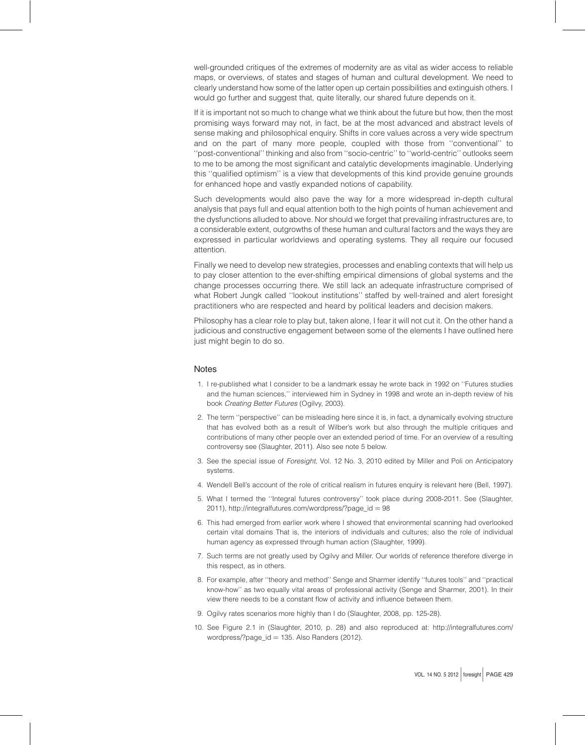well-grounded critiques of the extremes of modernity are as vital as wider access to reliable maps, or overviews, of states and stages of human and cultural development. We need to clearly understand how some of the latter open up certain possibilities and extinguish others. I would go further and suggest that, quite literally, our shared future depends on it.

If it is important not so much to change what we think about the future but how, then the most promising ways forward may not, in fact, be at the most advanced and abstract levels of sense making and philosophical enquiry. Shifts in core values across a very wide spectrum and on the part of many more people, coupled with those from ''conventional'' to ''post-conventional'' thinking and also from ''socio-centric'' to ''world-centric'' outlooks seem to me to be among the most significant and catalytic developments imaginable. Underlying this ''qualified optimism'' is a view that developments of this kind provide genuine grounds for enhanced hope and vastly expanded notions of capability.

Such developments would also pave the way for a more widespread in-depth cultural analysis that pays full and equal attention both to the high points of human achievement and the dysfunctions alluded to above. Nor should we forget that prevailing infrastructures are, to a considerable extent, outgrowths of these human and cultural factors and the ways they are expressed in particular worldviews and operating systems. They all require our focused attention.

Finally we need to develop new strategies, processes and enabling contexts that will help us to pay closer attention to the ever-shifting empirical dimensions of global systems and the change processes occurring there. We still lack an adequate infrastructure comprised of what Robert Jungk called ''lookout institutions'' staffed by well-trained and alert foresight practitioners who are respected and heard by political leaders and decision makers.

Philosophy has a clear role to play but, taken alone, I fear it will not cut it. On the other hand a judicious and constructive engagement between some of the elements I have outlined here just might begin to do so.

## Notes

1. I re-published what I consider to be a landmark essay he wrote back in 1992 on ''Futures studies and the human sciences,'' interviewed him in Sydney in 1998 and wrote an in-depth review of his book *Creating Better Futures* (Ogilvy, 2003).
2. The term ''perspective'' can be misleading here since it is, in fact, a dynamically evolving structure that has evolved both as a result of Wilber's work but also through the multiple critiques and contributions of many other people over an extended period of time. For an overview of a resulting controversy see (Slaughter, 2011). Also see note 5 below.
3. See the special issue of *Foresight*, Vol. 12 No. 3, 2010 edited by Miller and Poli on Anticipatory systems.
4. Wendell Bell's account of the role of critical realism in futures enquiry is relevant here (Bell, 1997).
5. What I termed the ''Integral futures controversy'' took place during 2008-2011. See (Slaughter, 2011), http://integralfutures.com/wordpress/?page_id = 98
6. This had emerged from earlier work where I showed that environmental scanning had overlooked certain vital domains That is, the interiors of individuals and cultures; also the role of individual human agency as expressed through human action (Slaughter, 1999).
7. Such terms are not greatly used by Ogilvy and Miller. Our worlds of reference therefore diverge in this respect, as in others.
8. For example, after ''theory and method'' Senge and Sharmer identify ''futures tools'' and ''practical know-how'' as two equally vital areas of professional activity (Senge and Sharmer, 2001). In their view there needs to be a constant flow of activity and influence between them.
9. Ogilvy rates scenarios more highly than I do (Slaughter, 2008, pp. 125-28).
10. See Figure 2.1 in (Slaughter, 2010, p. 28) and also reproduced at: http://integralfutures.com/wordpress/?page_id = 135. Also Randers (2012).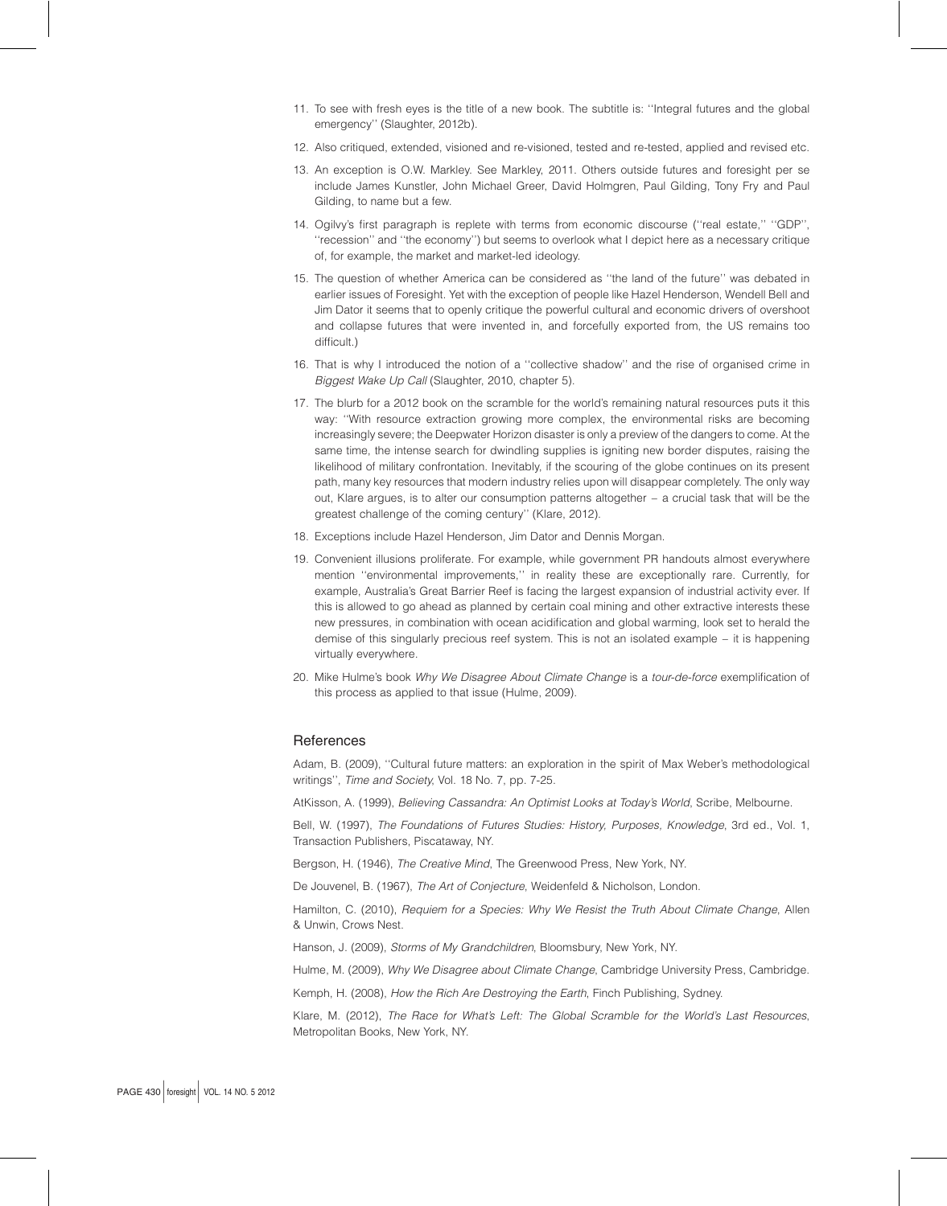11. To see with fresh eyes is the title of a new book. The subtitle is: ''Integral futures and the global emergency'' (Slaughter, 2012b).

12. Also critiqued, extended, visioned and re-visioned, tested and re-tested, applied and revised etc.

13. An exception is O.W. Markley. See Markley, 2011. Others outside futures and foresight per se include James Kunstler, John Michael Greer, David Holmgren, Paul Gilding, Tony Fry and Paul Gilding, to name but a few.

14. Ogilvy's first paragraph is replete with terms from economic discourse (''real estate,'' ''GDP'', ''recession'' and ''the economy'') but seems to overlook what I depict here as a necessary critique of, for example, the market and market-led ideology.

15. The question of whether America can be considered as ''the land of the future'' was debated in earlier issues of Foresight. Yet with the exception of people like Hazel Henderson, Wendell Bell and Jim Dator it seems that to openly critique the powerful cultural and economic drivers of overshoot and collapse futures that were invented in, and forcefully exported from, the US remains too difficult.)

16. That is why I introduced the notion of a ''collective shadow'' and the rise of organised crime in *Biggest Wake Up Call* (Slaughter, 2010, chapter 5).

17. The blurb for a 2012 book on the scramble for the world's remaining natural resources puts it this way: ''With resource extraction growing more complex, the environmental risks are becoming increasingly severe; the Deepwater Horizon disaster is only a preview of the dangers to come. At the same time, the intense search for dwindling supplies is igniting new border disputes, raising the likelihood of military confrontation. Inevitably, if the scouring of the globe continues on its present path, many key resources that modern industry relies upon will disappear completely. The only way out, Klare argues, is to alter our consumption patterns altogether – a crucial task that will be the greatest challenge of the coming century'' (Klare, 2012).

18. Exceptions include Hazel Henderson, Jim Dator and Dennis Morgan.

19. Convenient illusions proliferate. For example, while government PR handouts almost everywhere mention ''environmental improvements,'' in reality these are exceptionally rare. Currently, for example, Australia's Great Barrier Reef is facing the largest expansion of industrial activity ever. If this is allowed to go ahead as planned by certain coal mining and other extractive interests these new pressures, in combination with ocean acidification and global warming, look set to herald the demise of this singularly precious reef system. This is not an isolated example – it is happening virtually everywhere.

20. Mike Hulme's book *Why We Disagree About Climate Change* is a *tour-de-force* exemplification of this process as applied to that issue (Hulme, 2009).

## References

Adam, B. (2009), ''Cultural future matters: an exploration in the spirit of Max Weber's methodological writings'', *Time and Society*, Vol. 18 No. 7, pp. 7-25.

AtKisson, A. (1999), *Believing Cassandra: An Optimist Looks at Today's World*, Scribe, Melbourne.

Bell, W. (1997), *The Foundations of Futures Studies: History, Purposes, Knowledge*, 3rd ed., Vol. 1, Transaction Publishers, Piscataway, NY.

Bergson, H. (1946), *The Creative Mind*, The Greenwood Press, New York, NY.

De Jouvenel, B. (1967), *The Art of Conjecture*, Weidenfeld & Nicholson, London.

Hamilton, C. (2010), *Requiem for a Species: Why We Resist the Truth About Climate Change*, Allen & Unwin, Crows Nest.

Hanson, J. (2009), *Storms of My Grandchildren*, Bloomsbury, New York, NY.

Hulme, M. (2009), *Why We Disagree about Climate Change*, Cambridge University Press, Cambridge.

Kemph, H. (2008), *How the Rich Are Destroying the Earth*, Finch Publishing, Sydney.

Klare, M. (2012), *The Race for What's Left: The Global Scramble for the World's Last Resources*, Metropolitan Books, New York, NY.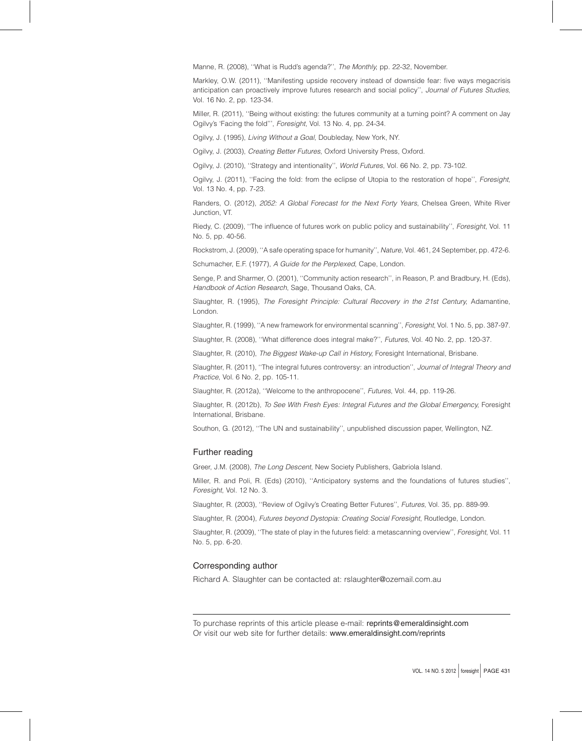Manne, R. (2008), ''What is Rudd's agenda?'', *The Monthly*, pp. 22-32, November.

Markley, O.W. (2011), ''Manifesting upside recovery instead of downside fear: five ways megacrisis anticipation can proactively improve futures research and social policy'', *Journal of Futures Studies*, Vol. 16 No. 2, pp. 123-34.

Miller, R. (2011), ''Being without existing: the futures community at a turning point? A comment on Jay Ogilvy's 'Facing the fold''', *Foresight*, Vol. 13 No. 4, pp. 24-34.

Ogilvy, J. (1995), *Living Without a Goal*, Doubleday, New York, NY.

Ogilvy, J. (2003), *Creating Better Futures*, Oxford University Press, Oxford.

Ogilvy, J. (2010), ''Strategy and intentionality'', *World Futures*, Vol. 66 No. 2, pp. 73-102.

Ogilvy, J. (2011), ''Facing the fold: from the eclipse of Utopia to the restoration of hope'', *Foresight*, Vol. 13 No. 4, pp. 7-23.

Randers, O. (2012), *2052: A Global Forecast for the Next Forty Years*, Chelsea Green, White River Junction, VT.

Riedy, C. (2009), ''The influence of futures work on public policy and sustainability'', *Foresight*, Vol. 11 No. 5, pp. 40-56.

Rockstrom, J. (2009), ''A safe operating space for humanity'', *Nature*, Vol. 461, 24 September, pp. 472-6.

Schumacher, E.F. (1977), *A Guide for the Perplexed*, Cape, London.

Senge, P. and Sharmer, O. (2001), ''Community action research'', in Reason, P. and Bradbury, H. (Eds), *Handbook of Action Research*, Sage, Thousand Oaks, CA.

Slaughter, R. (1995), *The Foresight Principle: Cultural Recovery in the 21st Century*, Adamantine, London.

Slaughter, R. (1999), ''A new framework for environmental scanning'', *Foresight*, Vol. 1 No. 5, pp. 387-97.

Slaughter, R. (2008), ''What difference does integral make?'', *Futures*, Vol. 40 No. 2, pp. 120-37.

Slaughter, R. (2010), *The Biggest Wake-up Call in History*, Foresight International, Brisbane.

Slaughter, R. (2011), ''The integral futures controversy: an introduction'', *Journal of Integral Theory and Practice*, Vol. 6 No. 2, pp. 105-11.

Slaughter, R. (2012a), ''Welcome to the anthropocene'', *Futures*, Vol. 44, pp. 119-26.

Slaughter, R. (2012b), *To See With Fresh Eyes: Integral Futures and the Global Emergency*, Foresight International, Brisbane.

Southon, G. (2012), ''The UN and sustainability'', unpublished discussion paper, Wellington, NZ.

## Further reading

Greer, J.M. (2008), *The Long Descent*, New Society Publishers, Gabriola Island.

Miller, R. and Poli, R. (Eds) (2010), ''Anticipatory systems and the foundations of futures studies'', *Foresight*, Vol. 12 No. 3.

Slaughter, R. (2003), ''Review of Ogilvy's Creating Better Futures'', *Futures*, Vol. 35, pp. 889-99.

Slaughter, R. (2004), *Futures beyond Dystopia: Creating Social Foresight*, Routledge, London.

Slaughter, R. (2009), ''The state of play in the futures field: a metascanning overview'', *Foresight*, Vol. 11 No. 5, pp. 6-20.

## Corresponding author

Richard A. Slaughter can be contacted at: rslaughter@ozemail.com.au

---

To purchase reprints of this article please e-mail: **reprints@emeraldinsight.com**
Or visit our web site for further details: **www.emeraldinsight.com/reprints**